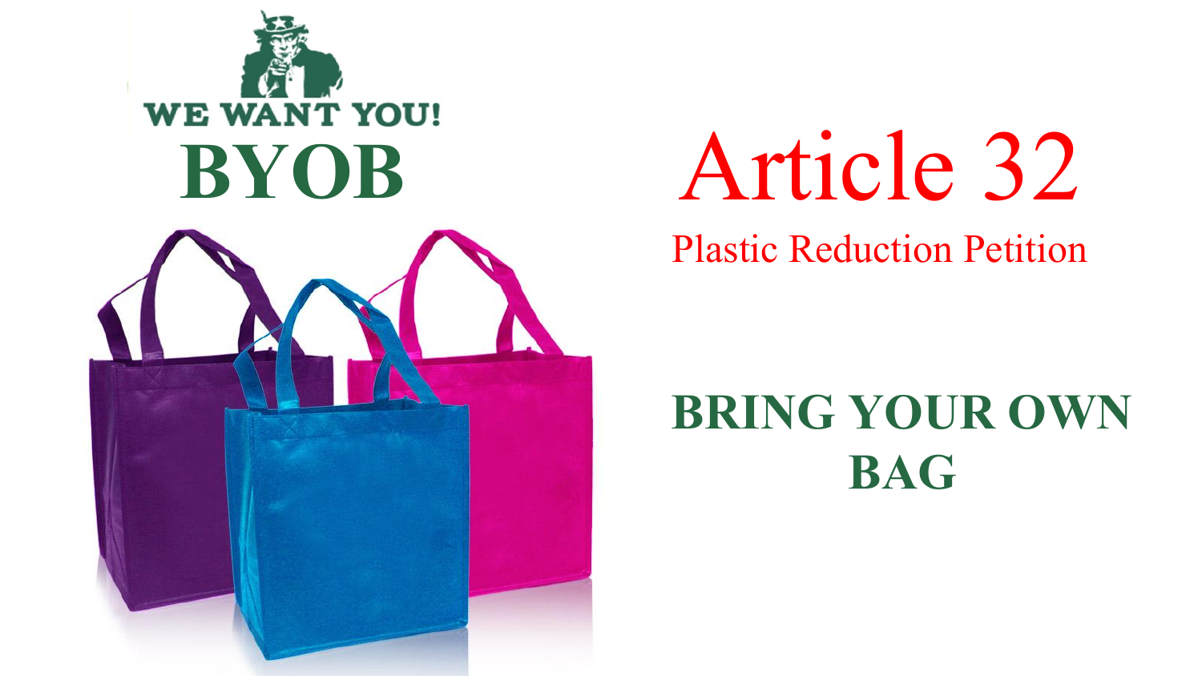WE WANT YOU!

# BYOB

# Article 32

## Plastic Reduction Petition

**BRING YOUR OWN BAG**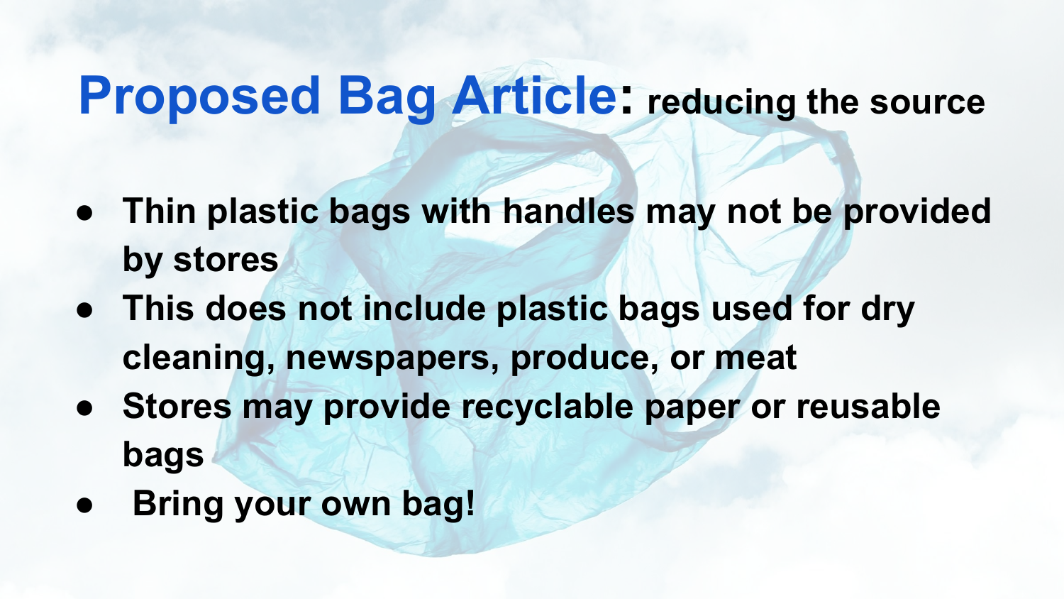# Proposed Bag Article: reducing the source

- **Thin plastic bags with handles may not be provided by stores**
- **This does not include plastic bags used for dry cleaning, newspapers, produce, or meat**
- **Stores may provide recyclable paper or reusable bags**
- **Bring your own bag!**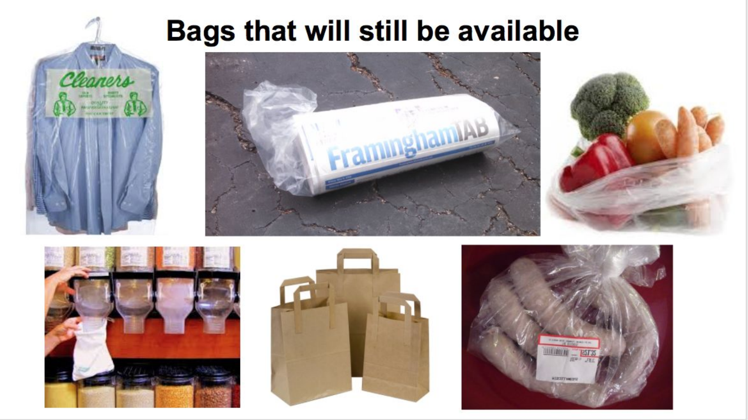# Bags that will still be available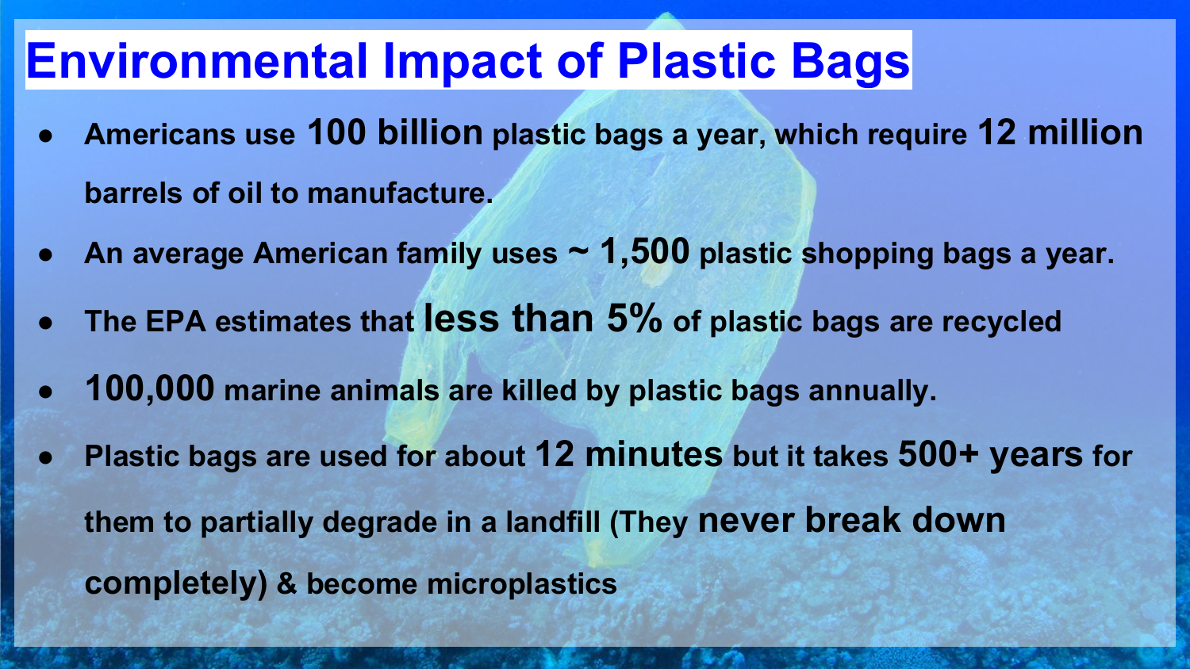# Environmental Impact of Plastic Bags

- Americans use **100 billion** plastic bags a year, which require **12 million** barrels of oil to manufacture.
- An average American family uses **~ 1,500** plastic shopping bags a year.
- The EPA estimates that **less than 5%** of plastic bags are recycled
- **100,000** marine animals are killed by plastic bags annually.
- Plastic bags are used for about **12 minutes** but it takes **500+ years** for them to partially degrade in a landfill (They **never break down completely**) & become microplastics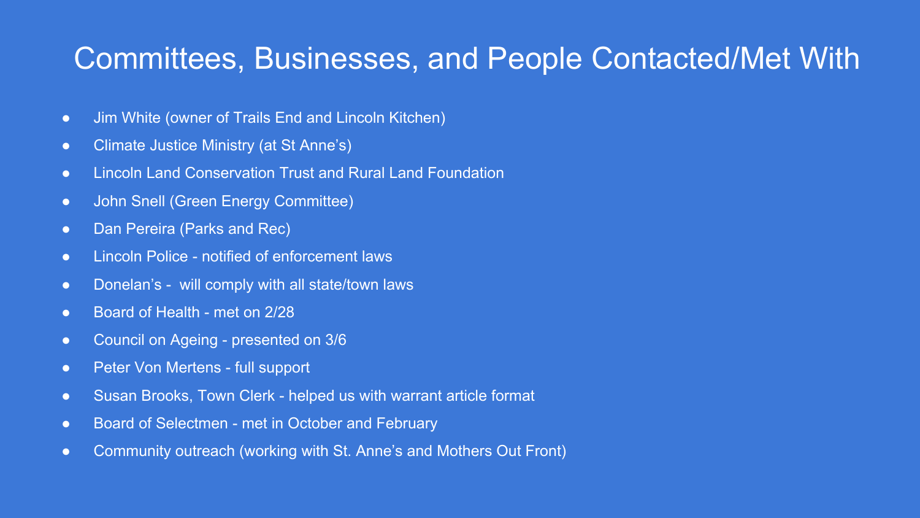# Committees, Businesses, and People Contacted/Met With

- Jim White (owner of Trails End and Lincoln Kitchen)
- Climate Justice Ministry (at St Anne's)
- Lincoln Land Conservation Trust and Rural Land Foundation
- John Snell (Green Energy Committee)
- Dan Pereira (Parks and Rec)
- Lincoln Police - notified of enforcement laws
- Donelan's - will comply with all state/town laws
- Board of Health - met on 2/28
- Council on Ageing - presented on 3/6
- Peter Von Mertens - full support
- Susan Brooks, Town Clerk - helped us with warrant article format
- Board of Selectmen - met in October and February
- Community outreach (working with St. Anne's and Mothers Out Front)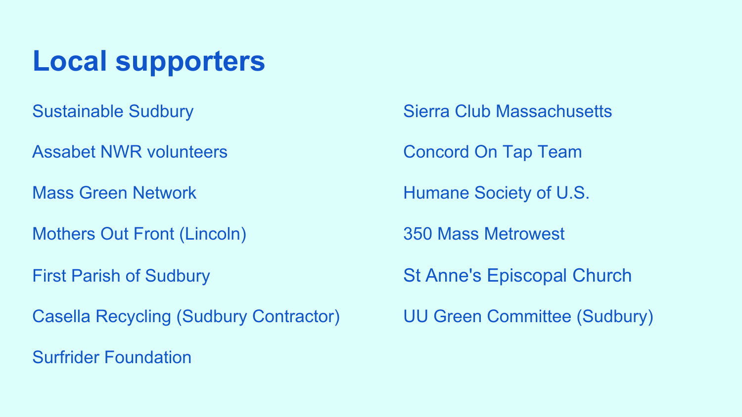# Local supporters

Sustainable Sudbury

Assabet NWR volunteers

Mass Green Network

Mothers Out Front (Lincoln)

First Parish of Sudbury

Casella Recycling (Sudbury Contractor)

Surfrider Foundation

Sierra Club Massachusetts

Concord On Tap Team

Humane Society of U.S.

350 Mass Metrowest

St Anne's Episcopal Church

UU Green Committee (Sudbury)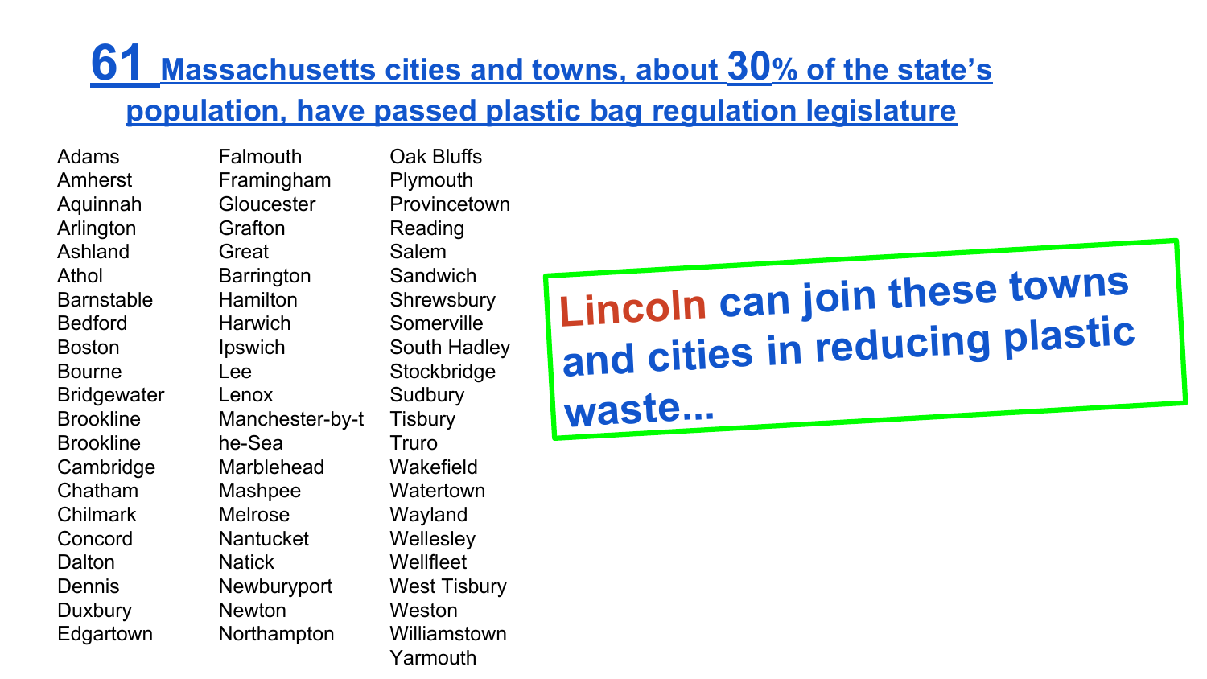# 61 Massachusetts cities and towns, about 30% of the state's population, have passed plastic bag regulation legislature

- Adams
- Amherst
- Aquinnah
- Arlington
- Ashland
- Athol
- Barnstable
- Bedford
- Boston
- Bourne
- Bridgewater
- Brookline
- Brookline
- Cambridge
- Chatham
- Chilmark
- Concord
- Dalton
- Dennis
- Duxbury
- Edgartown
- Falmouth
- Framingham
- Gloucester
- Grafton
- Great Barrington
- Hamilton
- Harwich
- Ipswich
- Lee
- Lenox
- Manchester-by-the-Sea
- Marblehead
- Mashpee
- Melrose
- Nantucket
- Natick
- Newburyport
- Newton
- Northampton
- Oak Bluffs
- Plymouth
- Provincetown
- Reading
- Salem
- Sandwich
- Shrewsbury
- Somerville
- South Hadley
- Stockbridge
- Sudbury
- Tisbury
- Truro
- Wakefield
- Watertown
- Wayland
- Wellesley
- Wellfleet
- West Tisbury
- Weston
- Williamstown
- Yarmouth

**Lincoln can join these towns and cities in reducing plastic waste...**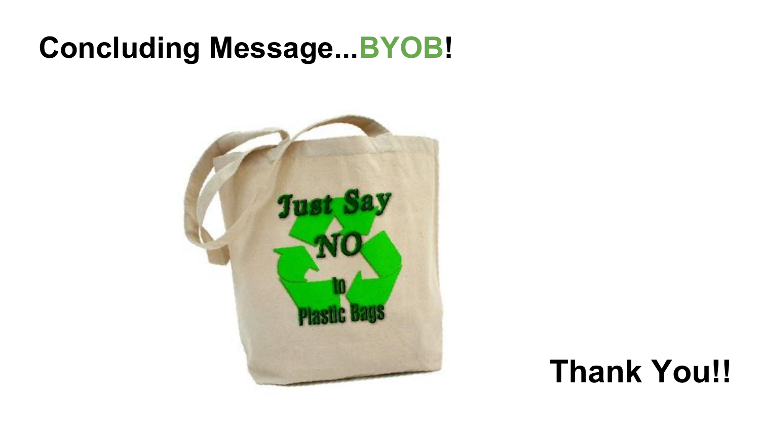# Concluding Message...BYOB!

Thank You!!